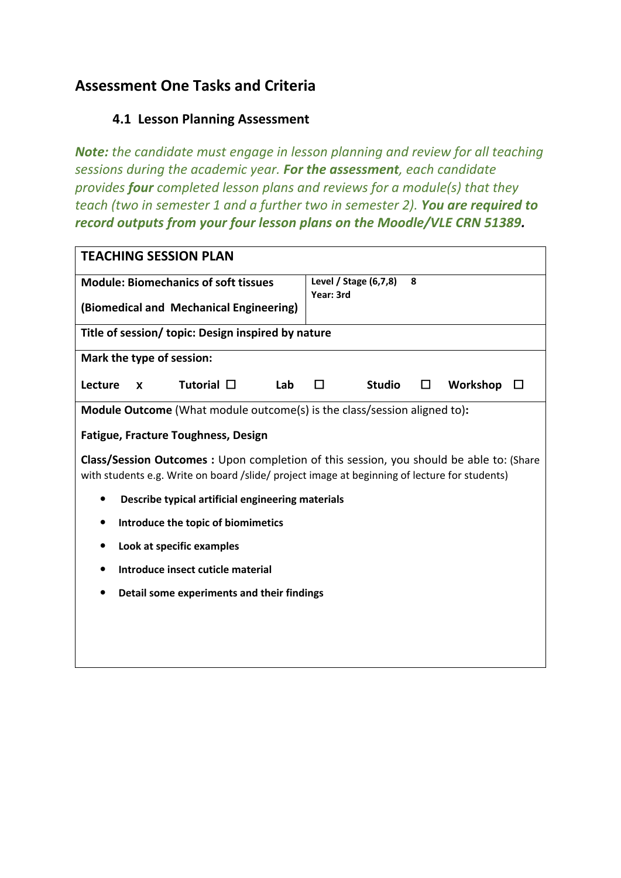## Assessment One Tasks and Criteria

### 4.1 Lesson Planning Assessment

***Note:*** *the candidate must engage in lesson planning and review for all teaching sessions during the academic year.* ***For the assessment****, each candidate provides* ***four*** *completed lesson plans and reviews for a module(s) that they teach (two in semester 1 and a further two in semester 2).* ***You are required to record outputs from your four lesson plans on the Moodle/VLE CRN 51389.***

| **TEACHING SESSION PLAN** | |
|---|---|
| **Module: Biomechanics of soft tissues**<br><br>**(Biomedical and Mechanical Engineering)** | **Level / Stage (6,7,8)** **8**<br>**Year: 3rd** |
| **Title of session/ topic: Design inspired by nature** | |
| **Mark the type of session:**<br><br>**Lecture** **x** **Tutorial** ☐ **Lab** ☐ **Studio** ☐ **Workshop** ☐ | |
| **Module Outcome** (What module outcome(s) is the class/session aligned to)**:**<br><br>**Fatigue, Fracture Toughness, Design**<br><br>**Class/Session Outcomes :** Upon completion of this session, you should be able to: (Share with students e.g. Write on board /slide/ project image at beginning of lecture for students)<br><br>• **Describe typical artificial engineering materials**<br>• **Introduce the topic of biomimetics**<br>• **Look at specific examples**<br>• **Introduce insect cuticle material**<br>• **Detail some experiments and their findings** | |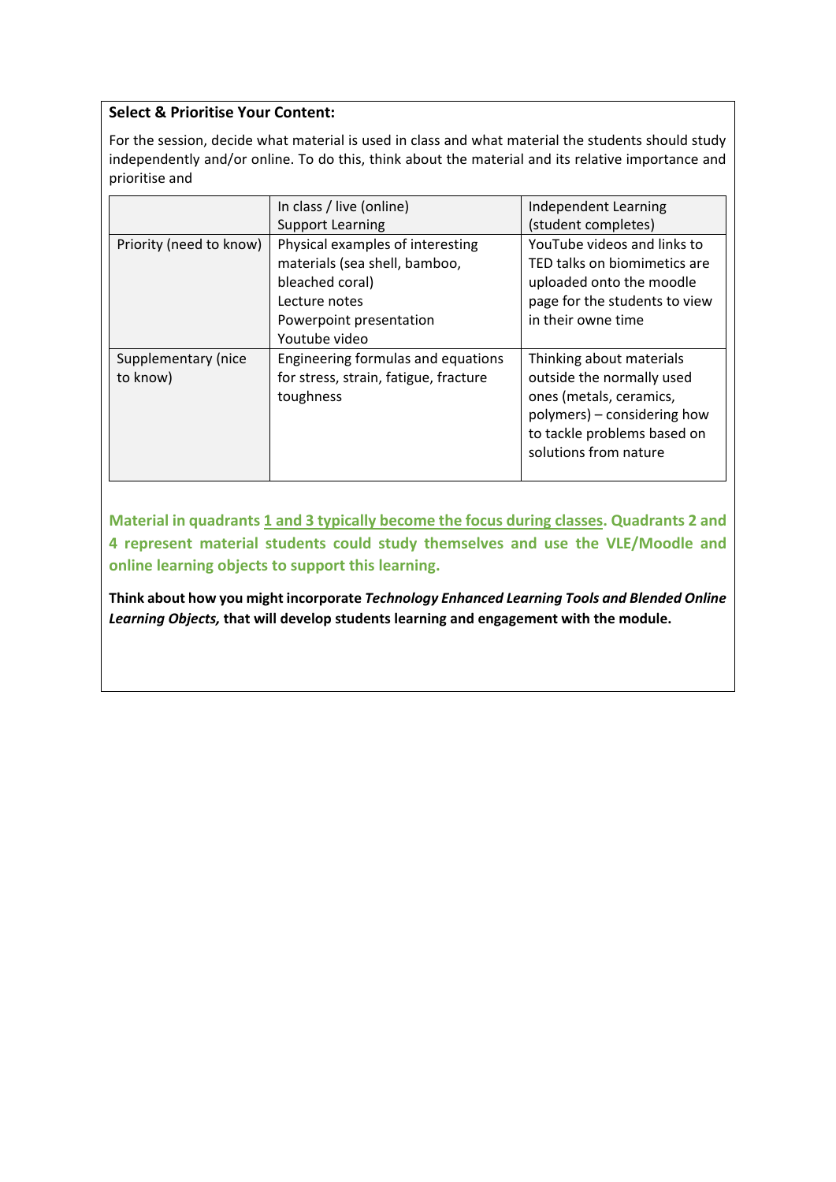**Select & Prioritise Your Content:**

For the session, decide what material is used in class and what material the students should study independently and/or online. To do this, think about the material and its relative importance and prioritise and

| | In class / live (online) Support Learning | Independent Learning (student completes) |
|---|---|---|
| Priority (need to know) | Physical examples of interesting materials (sea shell, bamboo, bleached coral)<br>Lecture notes<br>Powerpoint presentation<br>Youtube video | YouTube videos and links to TED talks on biomimetics are uploaded onto the moodle page for the students to view in their owne time |
| Supplementary (nice to know) | Engineering formulas and equations for stress, strain, fatigue, fracture toughness | Thinking about materials outside the normally used ones (metals, ceramics, polymers) – considering how to tackle problems based on solutions from nature |

**Material in quadrants <u>1 and 3 typically become the focus during classes</u>. Quadrants 2 and 4 represent material students could study themselves and use the VLE/Moodle and online learning objects to support this learning.**

**Think about how you might incorporate *Technology Enhanced Learning Tools and Blended Online Learning Objects,* that will develop students learning and engagement with the module.**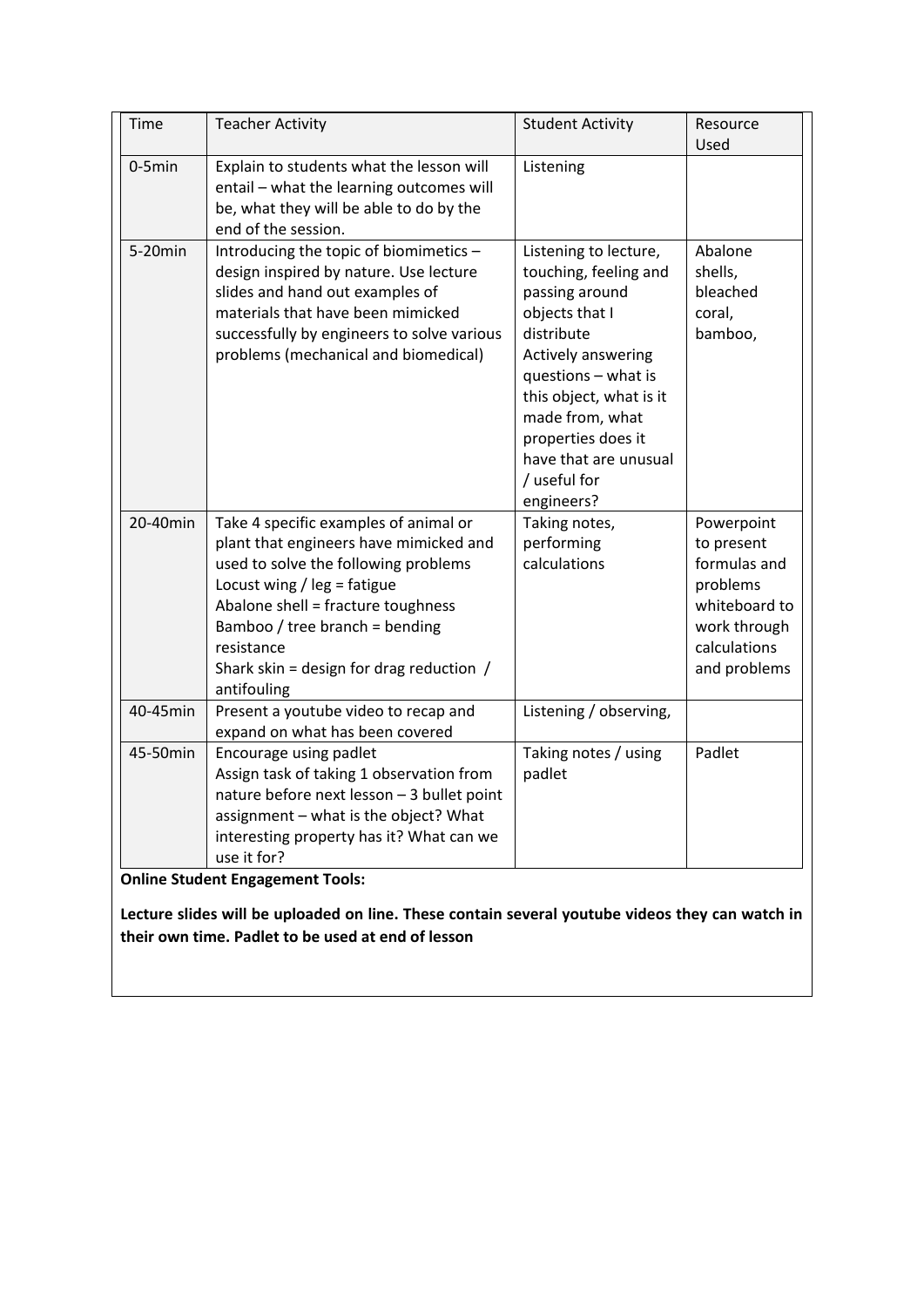| Time | Teacher Activity | Student Activity | Resource Used |
| --- | --- | --- | --- |
| 0-5min | Explain to students what the lesson will entail – what the learning outcomes will be, what they will be able to do by the end of the session. | Listening | |
| 5-20min | Introducing the topic of biomimetics – design inspired by nature. Use lecture slides and hand out examples of materials that have been mimicked successfully by engineers to solve various problems (mechanical and biomedical) | Listening to lecture, touching, feeling and passing around objects that I distribute<br>Actively answering questions – what is this object, what is it made from, what properties does it have that are unusual / useful for engineers? | Abalone shells, bleached coral, bamboo, |
| 20-40min | Take 4 specific examples of animal or plant that engineers have mimicked and used to solve the following problems<br>Locust wing / leg = fatigue<br>Abalone shell = fracture toughness<br>Bamboo / tree branch = bending resistance<br>Shark skin = design for drag reduction / antifouling | Taking notes, performing calculations | Powerpoint to present formulas and problems whiteboard to work through calculations and problems |
| 40-45min | Present a youtube video to recap and expand on what has been covered | Listening / observing, | |
| 45-50min | Encourage using padlet<br>Assign task of taking 1 observation from nature before next lesson – 3 bullet point assignment – what is the object? What interesting property has it? What can we use it for? | Taking notes / using padlet | Padlet |

**Online Student Engagement Tools:**

**Lecture slides will be uploaded on line. These contain several youtube videos they can watch in their own time. Padlet to be used at end of lesson**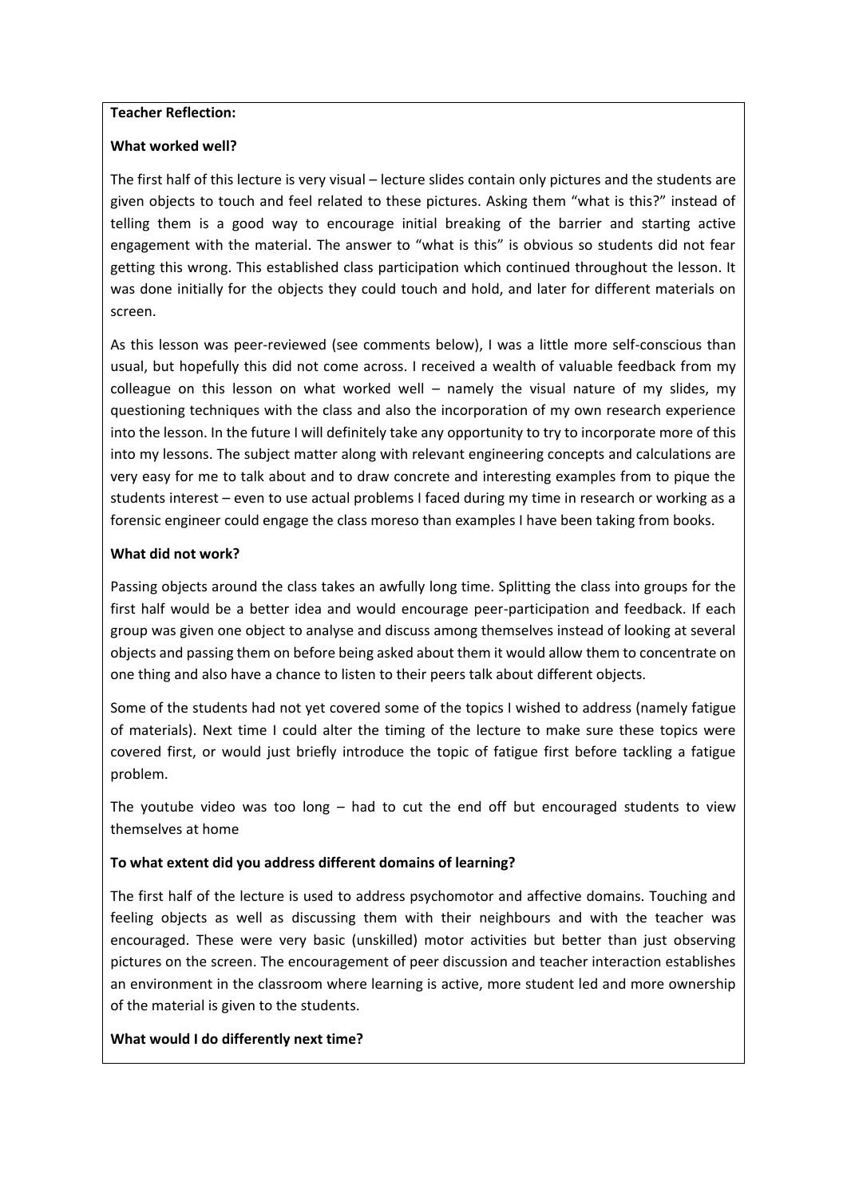**Teacher Reflection:**

**What worked well?**

The first half of this lecture is very visual – lecture slides contain only pictures and the students are given objects to touch and feel related to these pictures. Asking them "what is this?" instead of telling them is a good way to encourage initial breaking of the barrier and starting active engagement with the material. The answer to "what is this" is obvious so students did not fear getting this wrong. This established class participation which continued throughout the lesson. It was done initially for the objects they could touch and hold, and later for different materials on screen.

As this lesson was peer-reviewed (see comments below), I was a little more self-conscious than usual, but hopefully this did not come across. I received a wealth of valuable feedback from my colleague on this lesson on what worked well – namely the visual nature of my slides, my questioning techniques with the class and also the incorporation of my own research experience into the lesson. In the future I will definitely take any opportunity to try to incorporate more of this into my lessons. The subject matter along with relevant engineering concepts and calculations are very easy for me to talk about and to draw concrete and interesting examples from to pique the students interest – even to use actual problems I faced during my time in research or working as a forensic engineer could engage the class moreso than examples I have been taking from books.

**What did not work?**

Passing objects around the class takes an awfully long time. Splitting the class into groups for the first half would be a better idea and would encourage peer-participation and feedback. If each group was given one object to analyse and discuss among themselves instead of looking at several objects and passing them on before being asked about them it would allow them to concentrate on one thing and also have a chance to listen to their peers talk about different objects.

Some of the students had not yet covered some of the topics I wished to address (namely fatigue of materials). Next time I could alter the timing of the lecture to make sure these topics were covered first, or would just briefly introduce the topic of fatigue first before tackling a fatigue problem.

The youtube video was too long – had to cut the end off but encouraged students to view themselves at home

**To what extent did you address different domains of learning?**

The first half of the lecture is used to address psychomotor and affective domains. Touching and feeling objects as well as discussing them with their neighbours and with the teacher was encouraged. These were very basic (unskilled) motor activities but better than just observing pictures on the screen. The encouragement of peer discussion and teacher interaction establishes an environment in the classroom where learning is active, more student led and more ownership of the material is given to the students.

**What would I do differently next time?**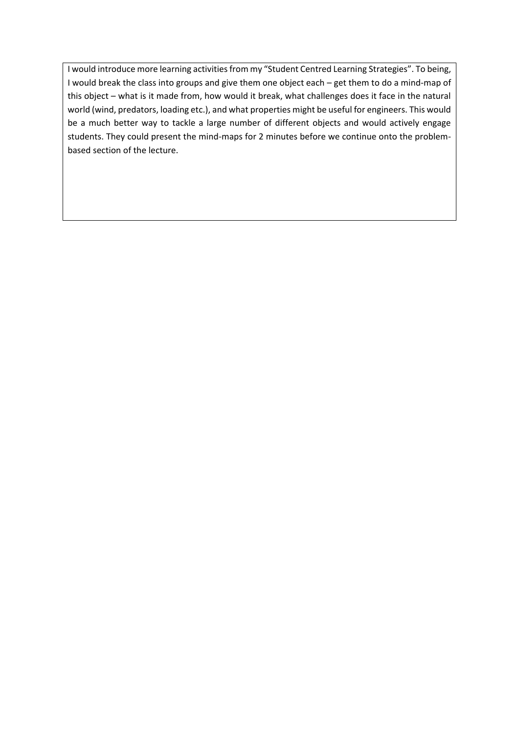I would introduce more learning activities from my "Student Centred Learning Strategies". To being, I would break the class into groups and give them one object each – get them to do a mind-map of this object – what is it made from, how would it break, what challenges does it face in the natural world (wind, predators, loading etc.), and what properties might be useful for engineers. This would be a much better way to tackle a large number of different objects and would actively engage students. They could present the mind-maps for 2 minutes before we continue onto the problem-based section of the lecture.